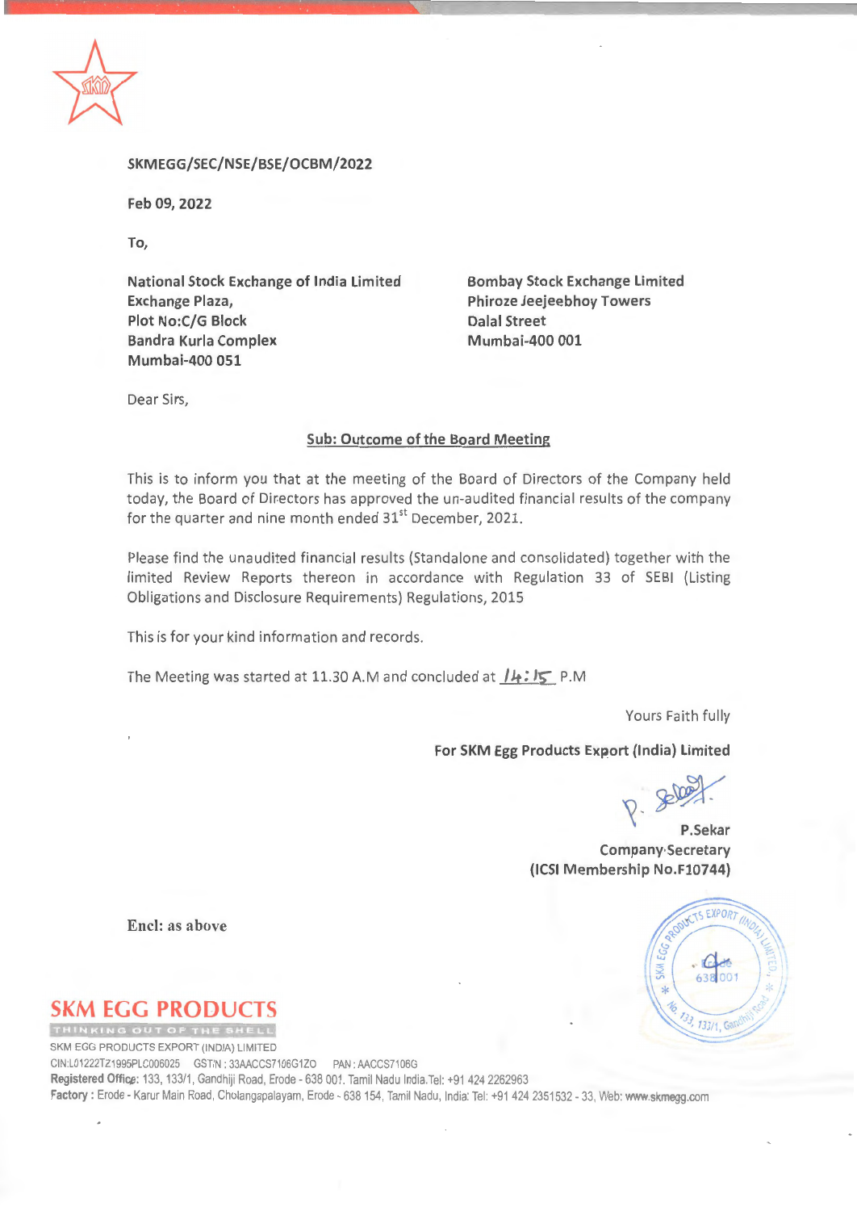SKMEGG/SEC/NSE/BSE/OCBM/2022

Feb 09, 2022

To,

**National Stock Exchange of India Limited**
**Exchange Plaza,**
**Plot No:C/G Block**
**Bandra Kurla Complex**
**Mumbai-400 051**

**Bombay Stock Exchange Limited**
**Phiroze Jeejeebhoy Towers**
**Dalal Street**
**Mumbai-400 001**

Dear Sirs,

**Sub: Outcome of the Board Meeting**

This is to inform you that at the meeting of the Board of Directors of the Company held today, the Board of Directors has approved the un-audited financial results of the company for the quarter and nine month ended 31st December, 2021.

Please find the unaudited financial results (Standalone and consolidated) together with the limited Review Reports thereon in accordance with Regulation 33 of SEBI (Listing Obligations and Disclosure Requirements) Regulations, 2015

This is for your kind information and records.

The Meeting was started at 11.30 A.M and concluded at 14:15 P.M

Yours Faith fully

**For SKM Egg Products Export (India) Limited**

**P.Sekar**
**Company Secretary**
**(ICSI Membership No.F10744)**

**Encl: as above**

**SKM EGG PRODUCTS**
THINKING OUT OF THE SHELL

SKM EGG PRODUCTS EXPORT (INDIA) LIMITED
CIN:L01222TZ1995PLC006025 GSTIN : 33AACCS7106G1ZO PAN : AACCS7106G
Registered Office: 133, 133/1, Gandhiji Road, Erode - 638 001. Tamil Nadu India.Tel: +91 424 2262963
Factory : Erode - Karur Main Road, Cholangapalayam, Erode - 638 154, Tamil Nadu, India: Tel: +91 424 2351532 - 33, Web: www.skmegg.com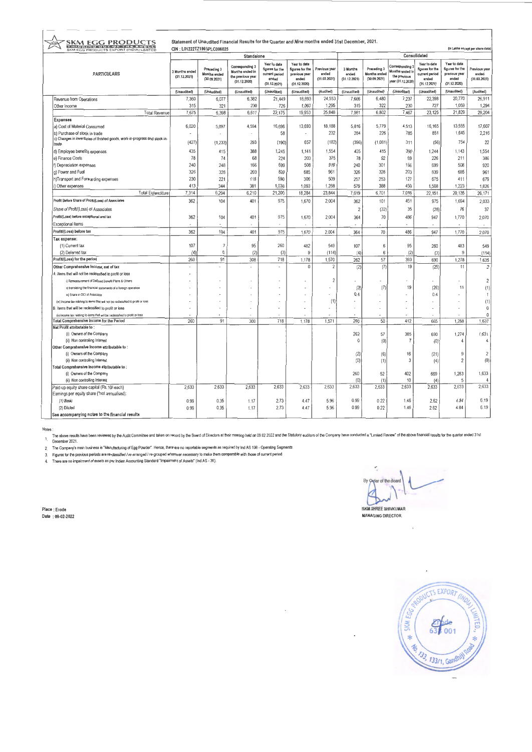**SKM EGG PRODUCTS**
SKM EGG PRODUCTS EXPORT (INDIA) LIMITED

Statement of Unaudited Financial Results for the Quarter and Nine months ended 31st December, 2021.
CIN : L01222TZ1995PLC006025

(in Lakhs except per share data)

| PARTICULARS | Standalone | | | | | | Consolidated | | | | | |
|---|---|---|---|---|---|---|---|---|---|---|---|---|
| | 3 Months ended (31.12.2021) | Preceding 3 Months ended (30.09.2021) | Corresponding 3 Months ended in the previous year (31.12.2020) | Year to date figures for the current period ended (31.12.2021) | Year to date figures for the previous year ended (31.12.2020) | Previous year ended (31.03.2021) | 3 Months ended (31.12.2021) | Preceding 3 Months ended (30.09.2021) | Corresponding 3 Months ended in the previous year (31.12.2020) | Year to date figures for the current period ended (31.12.2021) | Year to date figures for the previous year ended (31.12.2020) | Previous year ended (31.03.2021) |
| | (Unaudited) | (Unaudited) | (Unaudited) | (Unaudited) | (Unaudited) | (Audited) | (Unaudited) | (Unaudited) | (Unaudited) | (Unaudited) | (Unaudited) | (Audited) |
| Revenue from Operations | 7,360 | 6,077 | 6,382 | 21,449 | 18,893 | 24,553 | 7,666 | 6,480 | 7,237 | 22,398 | 20,770 | 26,911 |
| Other Income | 315 | 321 | 230 | 726 | 1,060 | 1,295 | 315 | 322 | 230 | 727 | 1,059 | 1,294 |
| Total Revenue | 7,675 | 6,398 | 6,611 | 22,175 | 19,953 | 25,848 | 7,981 | 6,802 | 7,467 | 23,125 | 21,829 | 28,204 |
| **Expenses** | | | | | | | | | | | | |
| a) Cost of Material Consumed | 6,020 | 5,897 | 4,594 | 16,696 | 13,693 | 18,188 | 5,816 | 5,779 | 4,513 | 16,165 | 13,555 | 17,607 |
| b) Purchase of stock in trade | - | - | - | 58 | - | 232 | 284 | 226 | 785 | 851 | 1,645 | 2,216 |
| c) Changes in inventories of finished goods, work-in-progress and stock-in-trade | (427) | (1,233) | 293 | (190) | 657 | (182) | (396) | (1,081) | 311 | (56) | 754 | 22 |
| d) Employee benefits expenses | 435 | 415 | 388 | 1,245 | 1,141 | 1,554 | 435 | 415 | 390 | 1,244 | 1,143 | 1,554 |
| e) Finance Costs | 78 | 74 | 68 | 224 | 203 | 375 | 78 | 92 | 69 | 226 | 211 | 386 |
| f) Depreciation expenses | 240 | 248 | 166 | 699 | 508 | 919 | 240 | 301 | 166 | 699 | 508 | 920 |
| g) Power and Fuel | 326 | 326 | 203 | 839 | 685 | 961 | 326 | 328 | 203 | 839 | 685 | 961 |
| h)Transport and Forwarding expenses | 230 | 221 | 118 | 590 | 306 | 509 | 257 | 253 | 127 | 675 | 411 | 679 |
| i) Other expenses | 413 | 344 | 381 | 1,038 | 1,093 | 1,288 | 579 | 388 | 450 | 1,508 | 1,223 | 1,826 |
| Total Expenditure | 7,314 | 6,294 | 6,210 | 21,200 | 18,284 | 23,844 | 7,619 | 6,701 | 7,016 | 22,151 | 20,135 | 26,171 |
| Profit Before Share of Profit/(Loss) of Associates | 362 | 104 | 401 | 975 | 1,670 | 2,004 | 362 | 101 | 451 | 975 | 1,694 | 2,033 |
| Share of Profit/(Loss) of Associates | | | | | | | 2 | (32) | 35 | (28) | 76 | 37 |
| Profit/(Loss) before exceptional and tax | 362 | 104 | 401 | 975 | 1,670 | 2,004 | 364 | 70 | 486 | 947 | 1,770 | 2,070 |
| Exceptional Items | - | - | - | - | - | - | - | - | - | - | - | - |
| Profit/(Loss) before tax | 362 | 104 | 401 | 975 | 1,670 | 2,004 | 364 | 70 | 486 | 947 | 1,770 | 2,070 |
| **Tax expense:** | | | | | | | | | | | | |
| (1) Current tax | 107 | 7 | 95 | 260 | 482 | 549 | 107 | 6 | 95 | 260 | 483 | 549 |
| (2) Deferred tax | (4) | 6 | (2) | (3) | 9 | (114) | (4) | 6 | (2) | (3) | 9 | (114) |
| Profit/(Loss) for the period | 260 | 91 | 308 | 718 | 1,178 | 1,570 | 262 | 57 | 393 | 690 | 1,278 | 1,635 |
| Other Comprehensive Income, net of tax | - | - | - | - | 0 | 2 | (2) | (7) | 19 | (25) | 11 | 2 |
| A. Items that will not be reclassified to profit or loss | - | | | | | | | | | | | |
| i) Remeasurement of Defined Benefit Plans & Others | - | - | - | - | - | 2 | - | - | - | - | - | 2 |
| ii) translating the financial statements of a foreign operation | - | - | - | - | - | - | (3) | (7) | 19 | (26) | 11 | (1) |
| iii) Share in OCI of Associate | - | - | - | - | - | - | 0.4 | - | - | 0.4 | - | 1 |
| (iv) Income tax relating to items that will not be reclassified to profit or loss | - | - | - | - | - | (1) | - | - | - | - | - | (1) |
| B. Items that will be reclassified to profit or loss | - | - | - | - | - | - | - | - | - | - | - | 0 |
| (ii) Income tax relating to items that will be reclassified to profit or loss | - | - | - | - | - | - | - | - | - | - | - | 0 |
| Total Comprehensive Income for the Period | 260 | 91 | 308 | 718 | 1,178 | 1,571 | 260 | 50 | 412 | 665 | 1,288 | 1,637 |
| Net Profit attributable to : | | | | | | | | | | | | |
| (i) Owners of the Company | | | | | | | 262 | 57 | 385 | 690 | 1,274 | 1,631 |
| (ii) Non controlling Interest | | | | | | | 0 | (0) | 7 | (0) | 4 | 4 |
| Other Comprehensive Income attributable to : | | | | | | | | | | | | |
| (i) Owners of the Company | | | | | | | (2) | (6) | 16 | (21) | 9 | 2 |
| (ii) Non controlling Interest | | | | | | | (0) | (1) | 3 | (4) | 2 | (0) |
| Total Comprehensive Income attributable to : | | | | | | | | | | | | |
| (i) Owners of the Company | | | | | | | 260 | 52 | 402 | 669 | 1,283 | 1,633 |
| (ii) Non controlling Interest | | | | | | | (0) | (1) | 10 | (4) | 5 | 4 |
| Paid-up equity share capital (Rs.10/-each) | 2,633 | 2,633 | 2,633 | 2,633 | 2,633 | 2,633 | 2,633 | 2,633 | 2,633 | 2,633 | 2,633 | 2,633 |
| Earnings per equity share (*not annualised): | | | | | | | | | | | | |
| (1) Basic | 0.99 | 0.35 | 1.17 | 2.73 | 4.47 | 5.96 | 0.99 | 0.22 | 1.46 | 2.62 | 4.84 | 6.19 |
| (2) Diluted | 0.99 | 0.35 | 1.17 | 2.73 | 4.47 | 5.96 | 0.99 | 0.22 | 1.46 | 2.62 | 4.84 | 6.19 |
| See accompanying notes to the financial results | | | | | | | | | | | | |

Notes :

1. The above results have been reviewed by the Audit Committee and taken on record by the Board of Directors at their meeting held on 09.02.2022 and the Statutory auditors of the Company have conducted a "Limited Review" of the above financial results for the quarter ended 31st December 2021.
2. The Company's main business is "Manufacturing of Egg Powder". Hence, there are no reportable segments as required by Ind AS 108 - Operating Segments
3. Figures for the previous periods are re-classified / re-arranged / re-grouped wherever necessary to make them comparable with those of current period
4. There are no impairment of assets as per Indian Accounting Standard "Impairment of Assets" (Ind AS - 36).

Place : Erode
Date : 09-02-2022

By Order of the Board

SKM SHREE SHIVKUMAR
MANAGING DIRECTOR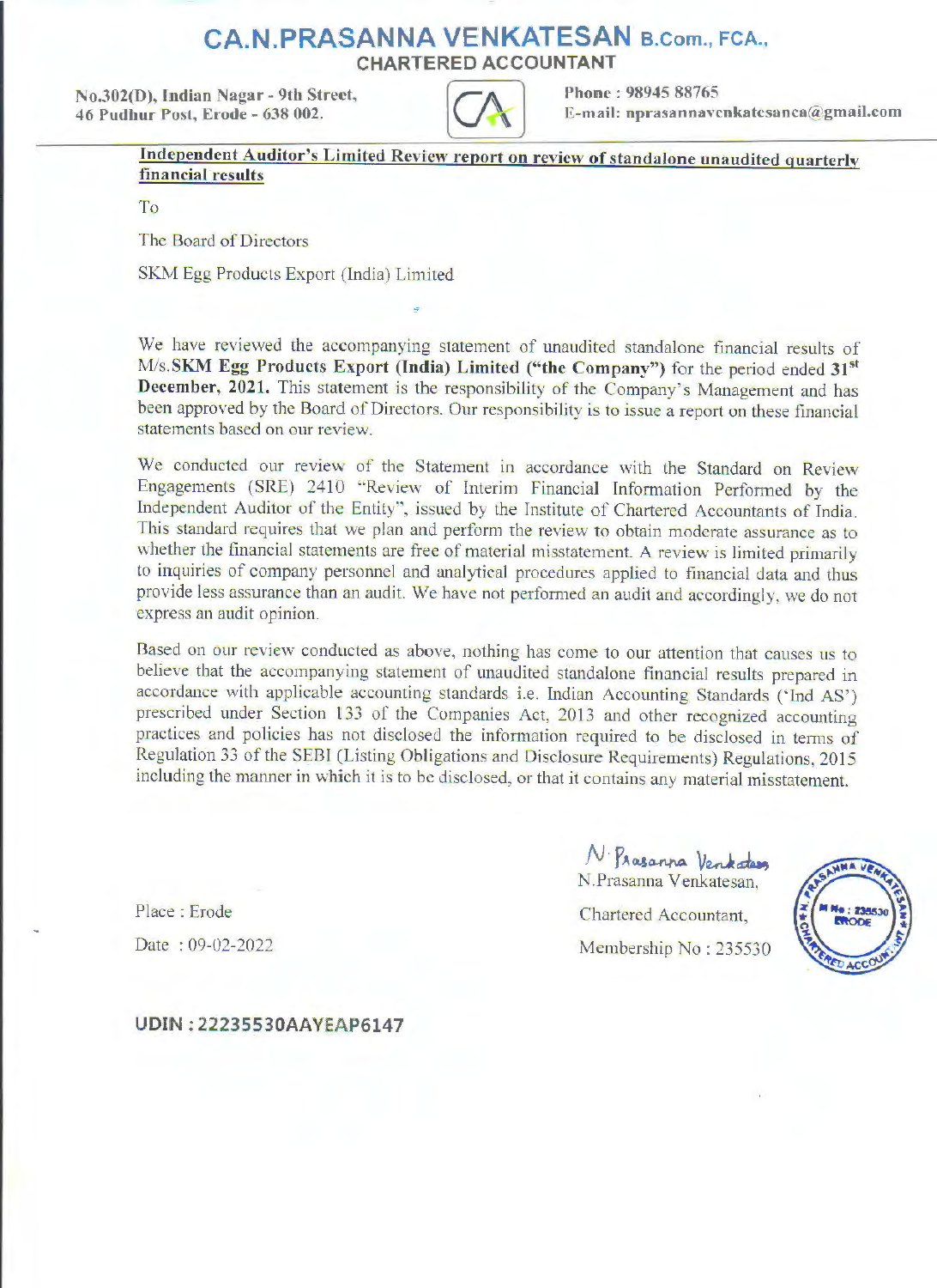# CA.N.PRASANNA VENKATESAN B.Com., FCA.,

**CHARTERED ACCOUNTANT**

**No.302(D), Indian Nagar - 9th Street,**
**46 Pudhur Post, Erode - 638 002.**

**Phone : 98945 88765**
**E-mail: nprasannavenkatesanca@gmail.com**

**Independent Auditor's Limited Review report on review of standalone unaudited quarterly financial results**

To

The Board of Directors

SKM Egg Products Export (India) Limited

We have reviewed the accompanying statement of unaudited standalone financial results of M/s.**SKM Egg Products Export (India) Limited ("the Company")** for the period ended **31st December, 2021.** This statement is the responsibility of the Company's Management and has been approved by the Board of Directors. Our responsibility is to issue a report on these financial statements based on our review.

We conducted our review of the Statement in accordance with the Standard on Review Engagements (SRE) 2410 "Review of Interim Financial Information Performed by the Independent Auditor of the Entity", issued by the Institute of Chartered Accountants of India. This standard requires that we plan and perform the review to obtain moderate assurance as to whether the financial statements are free of material misstatement. A review is limited primarily to inquiries of company personnel and analytical procedures applied to financial data and thus provide less assurance than an audit. We have not performed an audit and accordingly, we do not express an audit opinion.

Based on our review conducted as above, nothing has come to our attention that causes us to believe that the accompanying statement of unaudited standalone financial results prepared in accordance with applicable accounting standards i.e. Indian Accounting Standards ('Ind AS') prescribed under Section 133 of the Companies Act, 2013 and other recognized accounting practices and policies has not disclosed the information required to be disclosed in terms of Regulation 33 of the SEBI (Listing Obligations and Disclosure Requirements) Regulations, 2015 including the manner in which it is to be disclosed, or that it contains any material misstatement.

Place : Erode

Date : 09-02-2022

N.Prasanna Venkatesan,

Chartered Accountant,

Membership No : 235530

**UDIN : 22235530AAYEAP6147**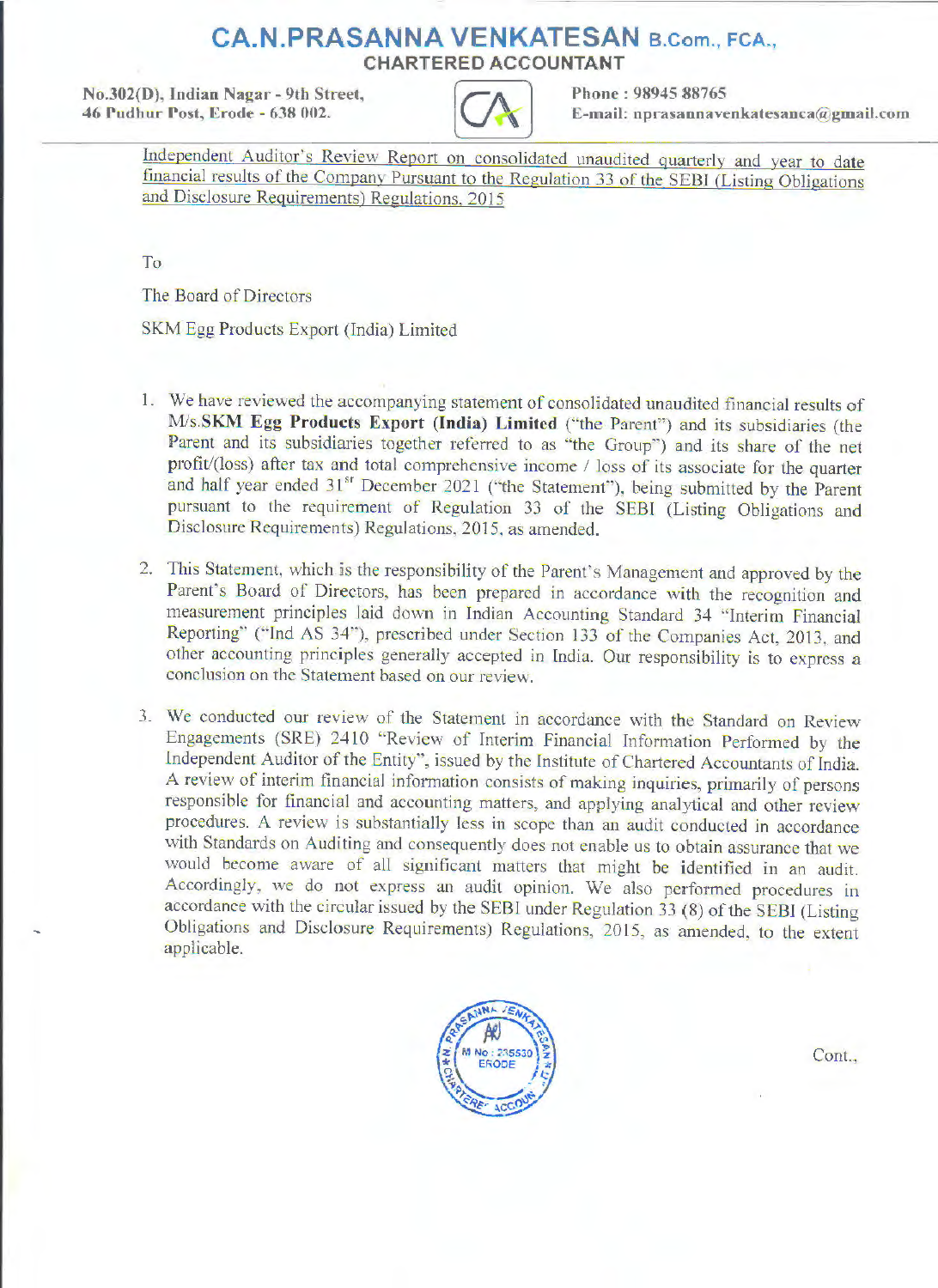# CA.N.PRASANNA VENKATESAN B.Com., FCA.,
## CHARTERED ACCOUNTANT

No.302(D), Indian Nagar - 9th Street,
46 Pudhur Post, Erode - 638 002.

Phone : 98945 88765
E-mail: nprasannavenkatesanca@gmail.com

Independent Auditor's Review Report on consolidated unaudited quarterly and year to date financial results of the Company Pursuant to the Regulation 33 of the SEBI (Listing Obligations and Disclosure Requirements) Regulations, 2015

To

The Board of Directors

SKM Egg Products Export (India) Limited

1. We have reviewed the accompanying statement of consolidated unaudited financial results of M/s.**SKM Egg Products Export (India) Limited** ("the Parent") and its subsidiaries (the Parent and its subsidiaries together referred to as "the Group") and its share of the net profit/(loss) after tax and total comprehensive income / loss of its associate for the quarter and half year ended 31st December 2021 ("the Statement"), being submitted by the Parent pursuant to the requirement of Regulation 33 of the SEBI (Listing Obligations and Disclosure Requirements) Regulations, 2015, as amended.

2. This Statement, which is the responsibility of the Parent's Management and approved by the Parent's Board of Directors, has been prepared in accordance with the recognition and measurement principles laid down in Indian Accounting Standard 34 "Interim Financial Reporting" ("Ind AS 34"), prescribed under Section 133 of the Companies Act, 2013, and other accounting principles generally accepted in India. Our responsibility is to express a conclusion on the Statement based on our review.

3. We conducted our review of the Statement in accordance with the Standard on Review Engagements (SRE) 2410 "Review of Interim Financial Information Performed by the Independent Auditor of the Entity", issued by the Institute of Chartered Accountants of India. A review of interim financial information consists of making inquiries, primarily of persons responsible for financial and accounting matters, and applying analytical and other review procedures. A review is substantially less in scope than an audit conducted in accordance with Standards on Auditing and consequently does not enable us to obtain assurance that we would become aware of all significant matters that might be identified in an audit. Accordingly, we do not express an audit opinion. We also performed procedures in accordance with the circular issued by the SEBI under Regulation 33 (8) of the SEBI (Listing Obligations and Disclosure Requirements) Regulations, 2015, as amended, to the extent applicable.

Cont.,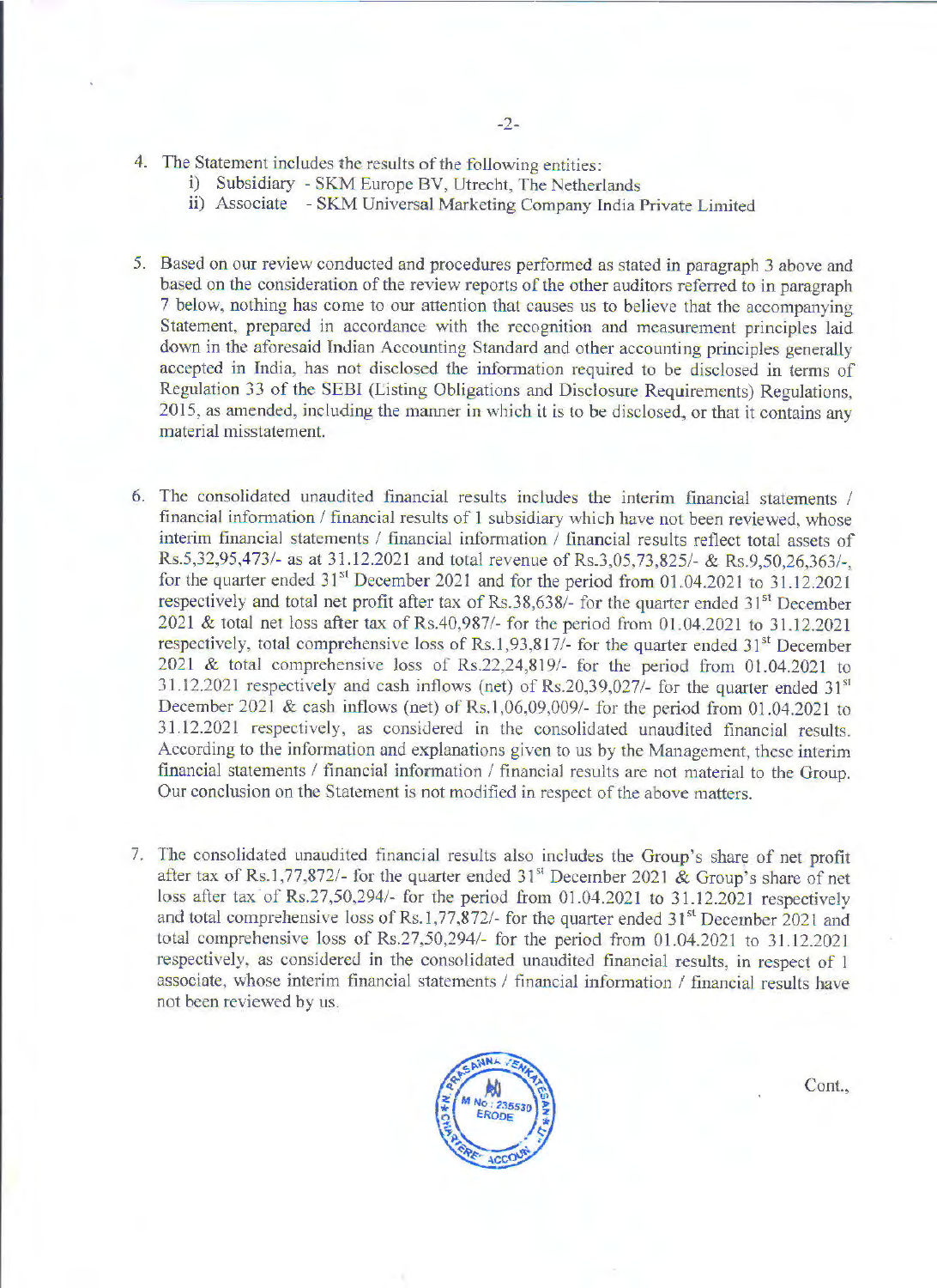4. The Statement includes the results of the following entities:
   i) Subsidiary - SKM Europe BV, Utrecht, The Netherlands
   ii) Associate - SKM Universal Marketing Company India Private Limited

5. Based on our review conducted and procedures performed as stated in paragraph 3 above and based on the consideration of the review reports of the other auditors referred to in paragraph 7 below, nothing has come to our attention that causes us to believe that the accompanying Statement, prepared in accordance with the recognition and measurement principles laid down in the aforesaid Indian Accounting Standard and other accounting principles generally accepted in India, has not disclosed the information required to be disclosed in terms of Regulation 33 of the SEBI (Listing Obligations and Disclosure Requirements) Regulations, 2015, as amended, including the manner in which it is to be disclosed, or that it contains any material misstatement.

6. The consolidated unaudited financial results includes the interim financial statements / financial information / financial results of 1 subsidiary which have not been reviewed, whose interim financial statements / financial information / financial results reflect total assets of Rs.5,32,95,473/- as at 31.12.2021 and total revenue of Rs.3,05,73,825/- & Rs.9,50,26,363/-, for the quarter ended 31st December 2021 and for the period from 01.04.2021 to 31.12.2021 respectively and total net profit after tax of Rs.38,638/- for the quarter ended 31st December 2021 & total net loss after tax of Rs.40,987/- for the period from 01.04.2021 to 31.12.2021 respectively, total comprehensive loss of Rs.1,93,817/- for the quarter ended 31st December 2021 & total comprehensive loss of Rs.22,24,819/- for the period from 01.04.2021 to 31.12.2021 respectively and cash inflows (net) of Rs.20,39,027/- for the quarter ended 31st December 2021 & cash inflows (net) of Rs.1,06,09,009/- for the period from 01.04.2021 to 31.12.2021 respectively, as considered in the consolidated unaudited financial results. According to the information and explanations given to us by the Management, these interim financial statements / financial information / financial results are not material to the Group. Our conclusion on the Statement is not modified in respect of the above matters.

7. The consolidated unaudited financial results also includes the Group's share of net profit after tax of Rs.1,77,872/- for the quarter ended 31st December 2021 & Group's share of net loss after tax of Rs.27,50,294/- for the period from 01.04.2021 to 31.12.2021 respectively and total comprehensive loss of Rs.1,77,872/- for the quarter ended 31st December 2021 and total comprehensive loss of Rs.27,50,294/- for the period from 01.04.2021 to 31.12.2021 respectively, as considered in the consolidated unaudited financial results, in respect of 1 associate, whose interim financial statements / financial information / financial results have not been reviewed by us.

Cont.,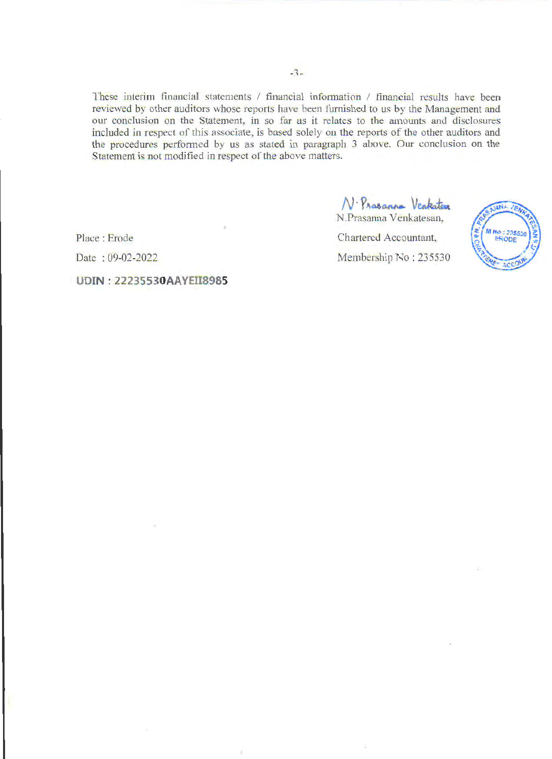These interim financial statements / financial information / financial results have been reviewed by other auditors whose reports have been furnished to us by the Management and our conclusion on the Statement, in so far as it relates to the amounts and disclosures included in respect of this associate, is based solely on the reports of the other auditors and the procedures performed by us as stated in paragraph 3 above. Our conclusion on the Statement is not modified in respect of the above matters.

N.Prasanna Venkatesan,

Chartered Accountant,

Membership No : 235530

Place : Erode

Date : 09-02-2022

**UDIN : 22235530AAYEII8985**